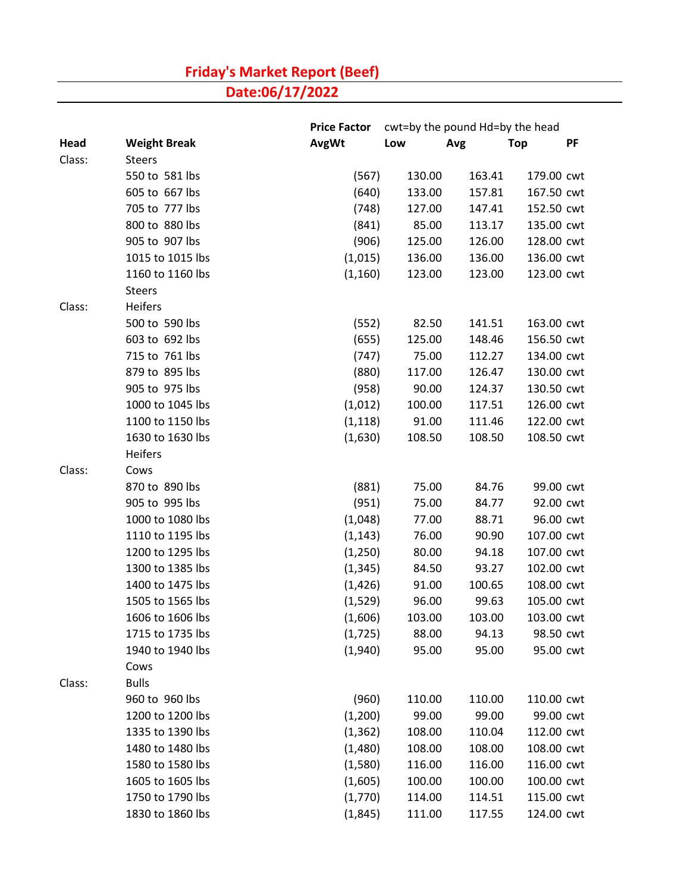# Friday's Market Report (Beef)

## Date:06/17/2022

| Head | Weight Break | Price Factor AvgWt | Low | Avg | Top | PF |
|---|---|---|---|---|---|---|
| | | | cwt=by the pound Hd=by the head | | | |
| Class: | Steers | | | | | |
| | 550 to 581 lbs | (567) | 130.00 | 163.41 | 179.00 | cwt |
| | 605 to 667 lbs | (640) | 133.00 | 157.81 | 167.50 | cwt |
| | 705 to 777 lbs | (748) | 127.00 | 147.41 | 152.50 | cwt |
| | 800 to 880 lbs | (841) | 85.00 | 113.17 | 135.00 | cwt |
| | 905 to 907 lbs | (906) | 125.00 | 126.00 | 128.00 | cwt |
| | 1015 to 1015 lbs | (1,015) | 136.00 | 136.00 | 136.00 | cwt |
| | 1160 to 1160 lbs | (1,160) | 123.00 | 123.00 | 123.00 | cwt |
| | Steers | | | | | |
| Class: | Heifers | | | | | |
| | 500 to 590 lbs | (552) | 82.50 | 141.51 | 163.00 | cwt |
| | 603 to 692 lbs | (655) | 125.00 | 148.46 | 156.50 | cwt |
| | 715 to 761 lbs | (747) | 75.00 | 112.27 | 134.00 | cwt |
| | 879 to 895 lbs | (880) | 117.00 | 126.47 | 130.00 | cwt |
| | 905 to 975 lbs | (958) | 90.00 | 124.37 | 130.50 | cwt |
| | 1000 to 1045 lbs | (1,012) | 100.00 | 117.51 | 126.00 | cwt |
| | 1100 to 1150 lbs | (1,118) | 91.00 | 111.46 | 122.00 | cwt |
| | 1630 to 1630 lbs | (1,630) | 108.50 | 108.50 | 108.50 | cwt |
| | Heifers | | | | | |
| Class: | Cows | | | | | |
| | 870 to 890 lbs | (881) | 75.00 | 84.76 | 99.00 | cwt |
| | 905 to 995 lbs | (951) | 75.00 | 84.77 | 92.00 | cwt |
| | 1000 to 1080 lbs | (1,048) | 77.00 | 88.71 | 96.00 | cwt |
| | 1110 to 1195 lbs | (1,143) | 76.00 | 90.90 | 107.00 | cwt |
| | 1200 to 1295 lbs | (1,250) | 80.00 | 94.18 | 107.00 | cwt |
| | 1300 to 1385 lbs | (1,345) | 84.50 | 93.27 | 102.00 | cwt |
| | 1400 to 1475 lbs | (1,426) | 91.00 | 100.65 | 108.00 | cwt |
| | 1505 to 1565 lbs | (1,529) | 96.00 | 99.63 | 105.00 | cwt |
| | 1606 to 1606 lbs | (1,606) | 103.00 | 103.00 | 103.00 | cwt |
| | 1715 to 1735 lbs | (1,725) | 88.00 | 94.13 | 98.50 | cwt |
| | 1940 to 1940 lbs | (1,940) | 95.00 | 95.00 | 95.00 | cwt |
| | Cows | | | | | |
| Class: | Bulls | | | | | |
| | 960 to 960 lbs | (960) | 110.00 | 110.00 | 110.00 | cwt |
| | 1200 to 1200 lbs | (1,200) | 99.00 | 99.00 | 99.00 | cwt |
| | 1335 to 1390 lbs | (1,362) | 108.00 | 110.04 | 112.00 | cwt |
| | 1480 to 1480 lbs | (1,480) | 108.00 | 108.00 | 108.00 | cwt |
| | 1580 to 1580 lbs | (1,580) | 116.00 | 116.00 | 116.00 | cwt |
| | 1605 to 1605 lbs | (1,605) | 100.00 | 100.00 | 100.00 | cwt |
| | 1750 to 1790 lbs | (1,770) | 114.00 | 114.51 | 115.00 | cwt |
| | 1830 to 1860 lbs | (1,845) | 111.00 | 117.55 | 124.00 | cwt |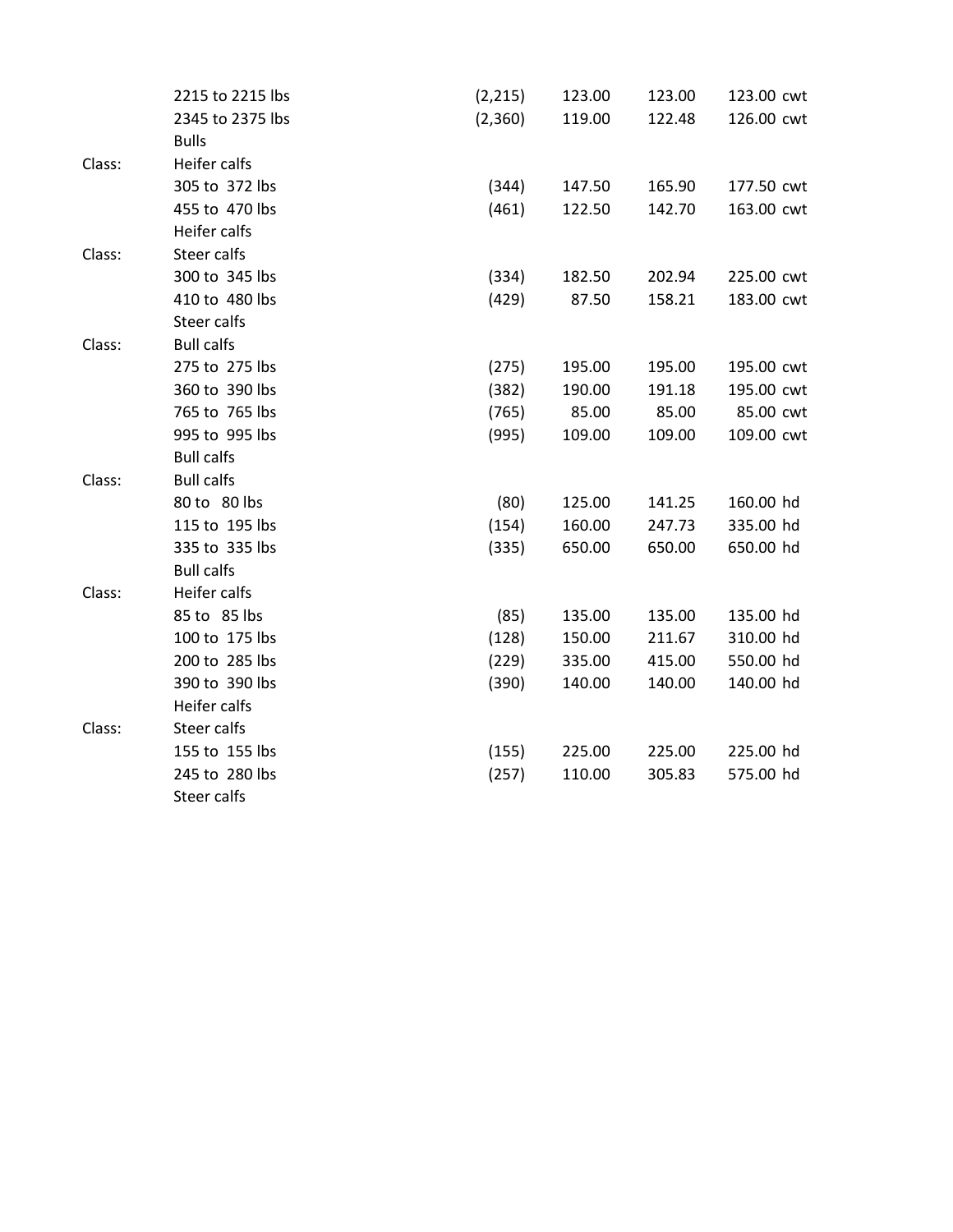| | | | | | |
|---|---|---|---|---|---|
| | 2215 to 2215 lbs | (2,215) | 123.00 | 123.00 | 123.00 cwt |
| | 2345 to 2375 lbs | (2,360) | 119.00 | 122.48 | 126.00 cwt |
| | Bulls | | | | |
| Class: | Heifer calfs | | | | |
| | 305 to 372 lbs | (344) | 147.50 | 165.90 | 177.50 cwt |
| | 455 to 470 lbs | (461) | 122.50 | 142.70 | 163.00 cwt |
| | Heifer calfs | | | | |
| Class: | Steer calfs | | | | |
| | 300 to 345 lbs | (334) | 182.50 | 202.94 | 225.00 cwt |
| | 410 to 480 lbs | (429) | 87.50 | 158.21 | 183.00 cwt |
| | Steer calfs | | | | |
| Class: | Bull calfs | | | | |
| | 275 to 275 lbs | (275) | 195.00 | 195.00 | 195.00 cwt |
| | 360 to 390 lbs | (382) | 190.00 | 191.18 | 195.00 cwt |
| | 765 to 765 lbs | (765) | 85.00 | 85.00 | 85.00 cwt |
| | 995 to 995 lbs | (995) | 109.00 | 109.00 | 109.00 cwt |
| | Bull calfs | | | | |
| Class: | Bull calfs | | | | |
| | 80 to 80 lbs | (80) | 125.00 | 141.25 | 160.00 hd |
| | 115 to 195 lbs | (154) | 160.00 | 247.73 | 335.00 hd |
| | 335 to 335 lbs | (335) | 650.00 | 650.00 | 650.00 hd |
| | Bull calfs | | | | |
| Class: | Heifer calfs | | | | |
| | 85 to 85 lbs | (85) | 135.00 | 135.00 | 135.00 hd |
| | 100 to 175 lbs | (128) | 150.00 | 211.67 | 310.00 hd |
| | 200 to 285 lbs | (229) | 335.00 | 415.00 | 550.00 hd |
| | 390 to 390 lbs | (390) | 140.00 | 140.00 | 140.00 hd |
| | Heifer calfs | | | | |
| Class: | Steer calfs | | | | |
| | 155 to 155 lbs | (155) | 225.00 | 225.00 | 225.00 hd |
| | 245 to 280 lbs | (257) | 110.00 | 305.83 | 575.00 hd |
| | Steer calfs | | | | |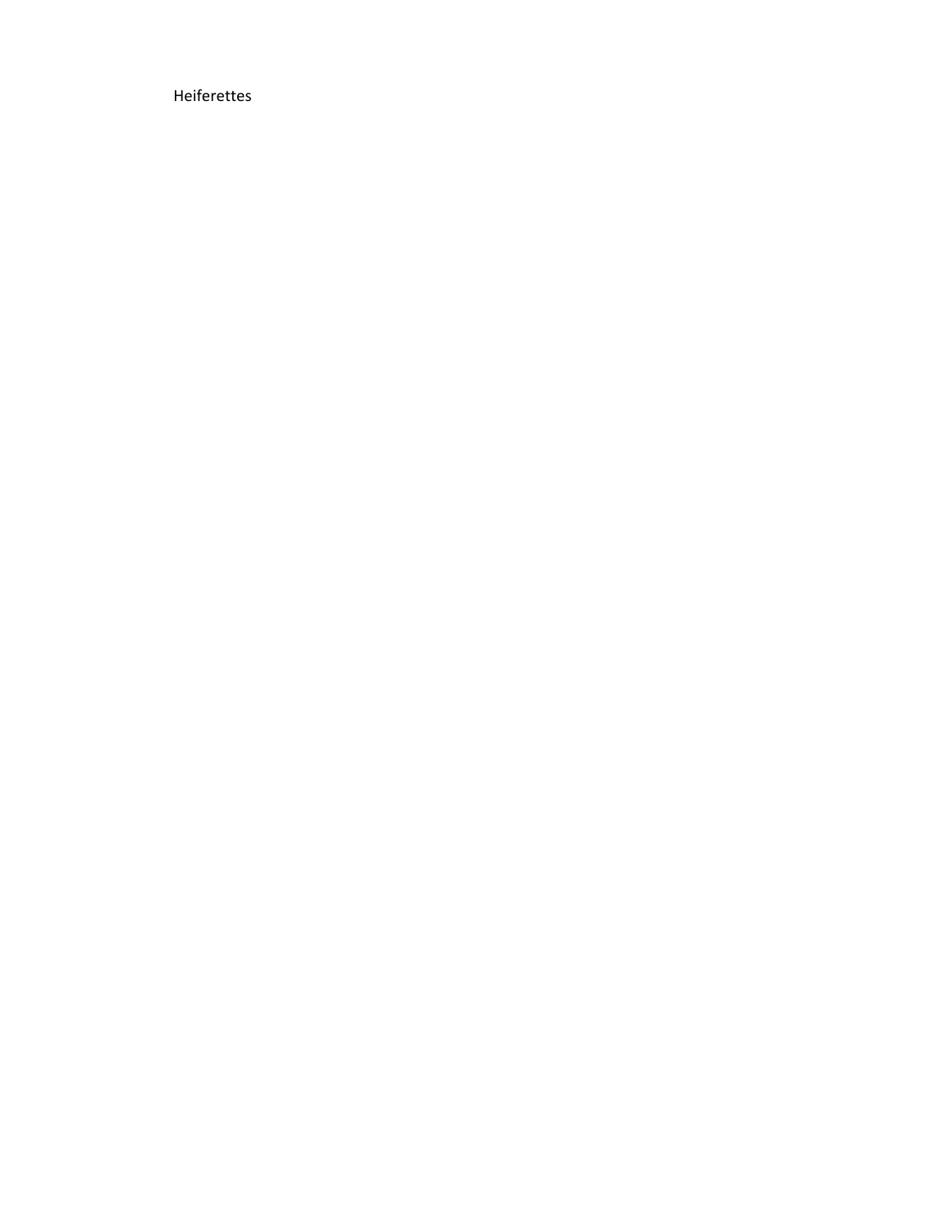Heiferettes